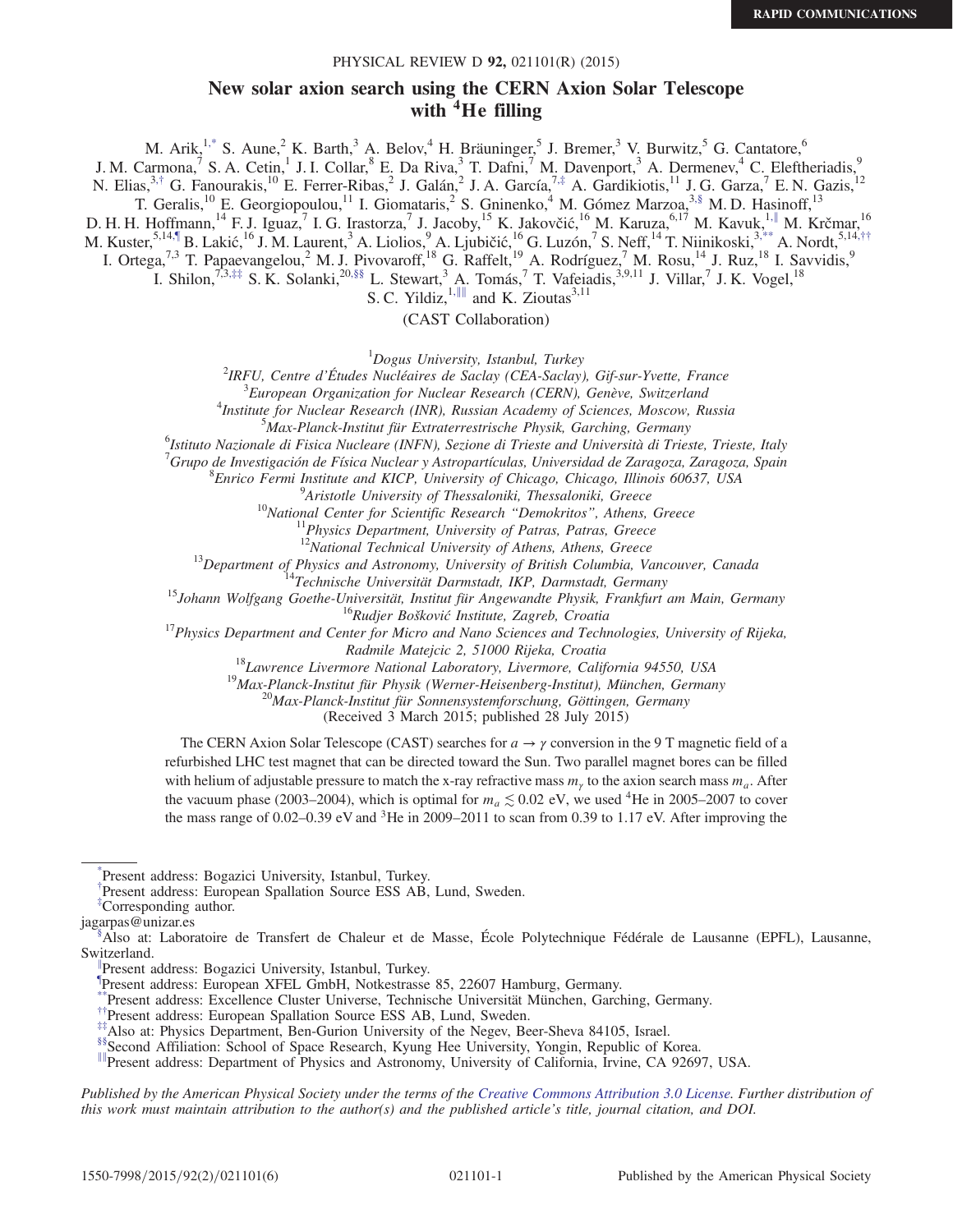RAPID COMMUNICATIONS

# New solar axion search using the CERN Axion Solar Telescope with $^4$He filling

M. Arik,[1,*] S. Aune,[2] K. Barth,[3] A. Belov,[4] H. Bräuninger,[5] J. Bremer,[3] V. Burwitz,[5] G. Cantatore,[6] J. M. Carmona,[7] S. A. Cetin,[1] J. I. Collar,[8] E. Da Riva,[3] T. Dafni,[7] M. Davenport,[3] A. Dermenev,[4] C. Eleftheriadis,[9] N. Elias,[3,†] G. Fanourakis,[10] E. Ferrer-Ribas,[2] J. Galán,[2] J. A. García,[7,‡] A. Gardikiotis,[11] J. G. Garza,[7] E. N. Gazis,[12] T. Geralis,[10] E. Georgiopoulou,[11] I. Giomataris,[2] S. Gninenko,[4] M. Gómez Marzoa,[3,§] M. D. Hasinoff,[13] D. H. H. Hoffmann,[14] F. J. Iguaz,[7] I. G. Irastorza,[7] J. Jacoby,[15] K. Jakovčić,[16] M. Karuza,[6,17] M. Kavuk,[1,∥] M. Krčmar,[16] M. Kuster,[5,14,¶] B. Lakić,[16] J. M. Laurent,[3] A. Liolios,[9] A. Ljubičić,[16] G. Luzón,[7] S. Neff,[14] T. Niinikoski,[3,**] A. Nordt,[5,14,††] I. Ortega,[7,3] T. Papaevangelou,[2] M. J. Pivovaroff,[18] G. Raffelt,[19] A. Rodríguez,[7] M. Rosu,[14] J. Ruz,[18] I. Savvidis,[9] I. Shilon,[7,3,‡‡] S. K. Solanki,[20,§§] L. Stewart,[3] A. Tomás,[7] T. Vafeiadis,[3,9,11] J. Villar,[7] J. K. Vogel,[18] S. C. Yildiz,[1,∥∥] and K. Zioutas[3,11]

(CAST Collaboration)

[1]*Dogus University, Istanbul, Turkey*
[2]*IRFU, Centre d'Études Nucléaires de Saclay (CEA-Saclay), Gif-sur-Yvette, France*
[3]*European Organization for Nuclear Research (CERN), Genève, Switzerland*
[4]*Institute for Nuclear Research (INR), Russian Academy of Sciences, Moscow, Russia*
[5]*Max-Planck-Institut für Extraterrestrische Physik, Garching, Germany*
[6]*Istituto Nazionale di Fisica Nucleare (INFN), Sezione di Trieste and Università di Trieste, Trieste, Italy*
[7]*Grupo de Investigación de Física Nuclear y Astropartículas, Universidad de Zaragoza, Zaragoza, Spain*
[8]*Enrico Fermi Institute and KICP, University of Chicago, Chicago, Illinois 60637, USA*
[9]*Aristotle University of Thessaloniki, Thessaloniki, Greece*
[10]*National Center for Scientific Research "Demokritos", Athens, Greece*
[11]*Physics Department, University of Patras, Patras, Greece*
[12]*National Technical University of Athens, Athens, Greece*
[13]*Department of Physics and Astronomy, University of British Columbia, Vancouver, Canada*
[14]*Technische Universität Darmstadt, IKP, Darmstadt, Germany*
[15]*Johann Wolfgang Goethe-Universität, Institut für Angewandte Physik, Frankfurt am Main, Germany*
[16]*Rudjer Bošković Institute, Zagreb, Croatia*
[17]*Physics Department and Center for Micro and Nano Sciences and Technologies, University of Rijeka, Radmile Matejcic 2, 51000 Rijeka, Croatia*
[18]*Lawrence Livermore National Laboratory, Livermore, California 94550, USA*
[19]*Max-Planck-Institut für Physik (Werner-Heisenberg-Institut), München, Germany*
[20]*Max-Planck-Institut für Sonnensystemforschung, Göttingen, Germany*

(Received 3 March 2015; published 28 July 2015)

The CERN Axion Solar Telescope (CAST) searches for $a \to \gamma$ conversion in the 9 T magnetic field of a refurbished LHC test magnet that can be directed toward the Sun. Two parallel magnet bores can be filled with helium of adjustable pressure to match the x-ray refractive mass $m_\gamma$ to the axion search mass $m_a$. After the vacuum phase (2003–2004), which is optimal for $m_a \lesssim 0.02$ eV, we used $^4$He in 2005–2007 to cover the mass range of 0.02–0.39 eV and $^3$He in 2009–2011 to scan from 0.39 to 1.17 eV. After improving the

---

[*] Present address: Bogazici University, Istanbul, Turkey.
[†] Present address: European Spallation Source ESS AB, Lund, Sweden.
[‡] Corresponding author.
jagarpas@unizar.es
[§] Also at: Laboratoire de Transfert de Chaleur et de Masse, École Polytechnique Fédérale de Lausanne (EPFL), Lausanne, Switzerland.
[∥] Present address: Bogazici University, Istanbul, Turkey.
[¶] Present address: European XFEL GmbH, Notkestrasse 85, 22607 Hamburg, Germany.
[**] Present address: Excellence Cluster Universe, Technische Universität München, Garching, Germany.
[††] Present address: European Spallation Source ESS AB, Lund, Sweden.
[‡‡] Also at: Physics Department, Ben-Gurion University of the Negev, Beer-Sheva 84105, Israel.
[§§] Second Affiliation: School of Space Research, Kyung Hee University, Yongin, Republic of Korea.
[∥∥] Present address: Department of Physics and Astronomy, University of California, Irvine, CA 92697, USA.

*Published by the American Physical Society under the terms of the Creative Commons Attribution 3.0 License. Further distribution of this work must maintain attribution to the author(s) and the published article's title, journal citation, and DOI.*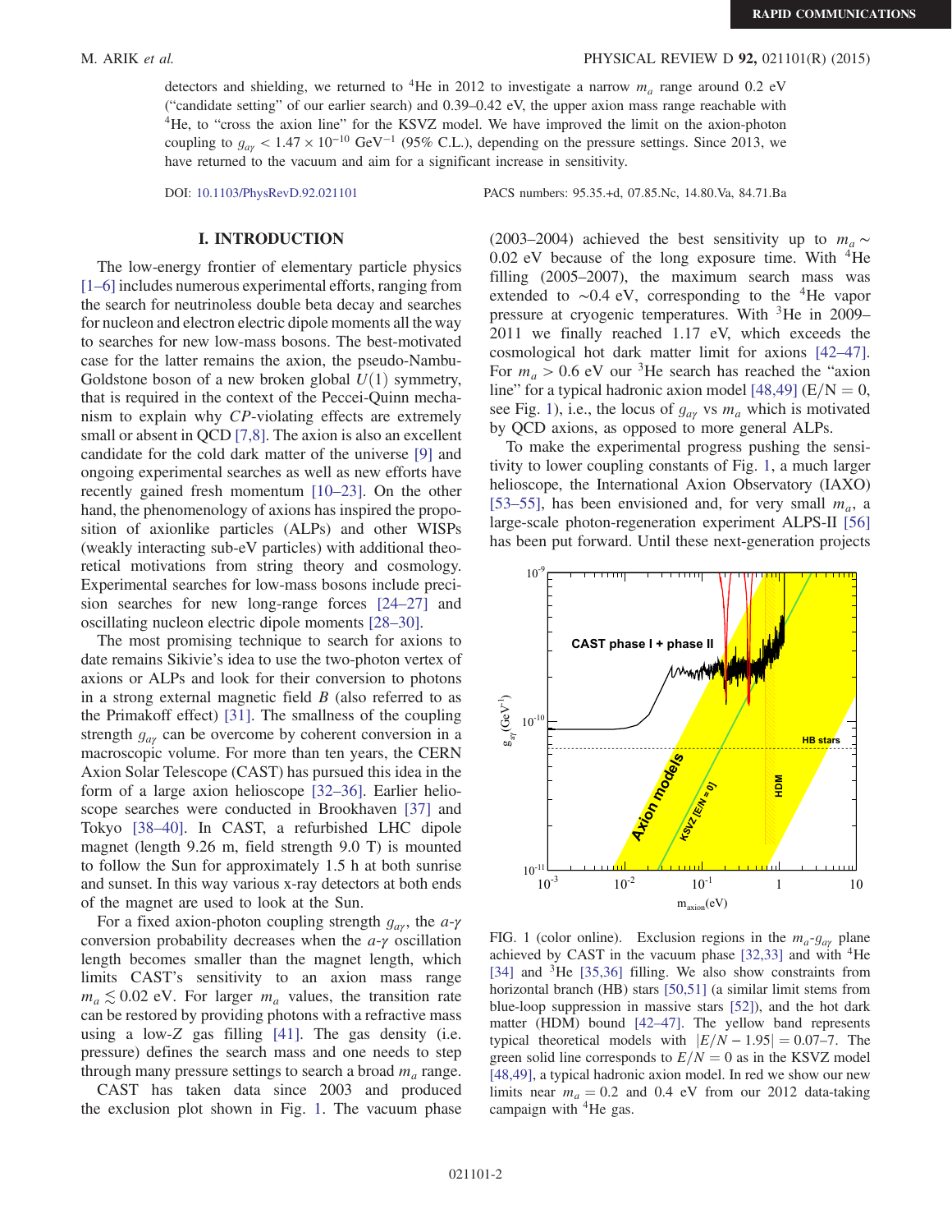detectors and shielding, we returned to $^4$He in 2012 to investigate a narrow $m_a$ range around 0.2 eV ("candidate setting" of our earlier search) and 0.39–0.42 eV, the upper axion mass range reachable with $^4$He, to "cross the axion line" for the KSVZ model. We have improved the limit on the axion-photon coupling to $g_{a\gamma} < 1.47 \times 10^{-10}$ GeV$^{-1}$ (95% C.L.), depending on the pressure settings. Since 2013, we have returned to the vacuum and aim for a significant increase in sensitivity.

DOI: 10.1103/PhysRevD.92.021101

PACS numbers: 95.35.+d, 07.85.Nc, 14.80.Va, 84.71.Ba

## I. INTRODUCTION

The low-energy frontier of elementary particle physics [1–6] includes numerous experimental efforts, ranging from the search for neutrinoless double beta decay and searches for nucleon and electron electric dipole moments all the way to searches for new low-mass bosons. The best-motivated case for the latter remains the axion, the pseudo-Nambu-Goldstone boson of a new broken global $U(1)$ symmetry, that is required in the context of the Peccei-Quinn mechanism to explain why $CP$-violating effects are extremely small or absent in QCD [7,8]. The axion is also an excellent candidate for the cold dark matter of the universe [9] and ongoing experimental searches as well as new efforts have recently gained fresh momentum [10–23]. On the other hand, the phenomenology of axions has inspired the proposition of axionlike particles (ALPs) and other WISPs (weakly interacting sub-eV particles) with additional theoretical motivations from string theory and cosmology. Experimental searches for low-mass bosons include precision searches for new long-range forces [24–27] and oscillating nucleon electric dipole moments [28–30].

The most promising technique to search for axions to date remains Sikivie's idea to use the two-photon vertex of axions or ALPs and look for their conversion to photons in a strong external magnetic field $B$ (also referred to as the Primakoff effect) [31]. The smallness of the coupling strength $g_{a\gamma}$ can be overcome by coherent conversion in a macroscopic volume. For more than ten years, the CERN Axion Solar Telescope (CAST) has pursued this idea in the form of a large axion helioscope [32–36]. Earlier helioscope searches were conducted in Brookhaven [37] and Tokyo [38–40]. In CAST, a refurbished LHC dipole magnet (length 9.26 m, field strength 9.0 T) is mounted to follow the Sun for approximately 1.5 h at both sunrise and sunset. In this way various x-ray detectors at both ends of the magnet are used to look at the Sun.

For a fixed axion-photon coupling strength $g_{a\gamma}$, the $a$-$\gamma$ conversion probability decreases when the $a$-$\gamma$ oscillation length becomes smaller than the magnet length, which limits CAST's sensitivity to an axion mass range $m_a \lesssim 0.02$ eV. For larger $m_a$ values, the transition rate can be restored by providing photons with a refractive mass using a low-$Z$ gas filling [41]. The gas density (i.e. pressure) defines the search mass and one needs to step through many pressure settings to search a broad $m_a$ range.

CAST has taken data since 2003 and produced the exclusion plot shown in Fig. 1. The vacuum phase (2003–2004) achieved the best sensitivity up to $m_a \sim 0.02$ eV because of the long exposure time. With $^4$He filling (2005–2007), the maximum search mass was extended to $\sim$0.4 eV, corresponding to the $^4$He vapor pressure at cryogenic temperatures. With $^3$He in 2009–2011 we finally reached 1.17 eV, which exceeds the cosmological hot dark matter limit for axions [42–47]. For $m_a > 0.6$ eV our $^3$He search has reached the "axion line" for a typical hadronic axion model [48,49] (E/N = 0, see Fig. 1), i.e., the locus of $g_{a\gamma}$ vs $m_a$ which is motivated by QCD axions, as opposed to more general ALPs.

To make the experimental progress pushing the sensitivity to lower coupling constants of Fig. 1, a much larger helioscope, the International Axion Observatory (IAXO) [53–55], has been envisioned and, for very small $m_a$, a large-scale photon-regeneration experiment ALPS-II [56] has been put forward. Until these next-generation projects

FIG. 1 (color online). Exclusion regions in the $m_a$-$g_{a\gamma}$ plane achieved by CAST in the vacuum phase [32,33] and with $^4$He [34] and $^3$He [35,36] filling. We also show constraints from horizontal branch (HB) stars [50,51] (a similar limit stems from blue-loop suppression in massive stars [52]), and the hot dark matter (HDM) bound [42–47]. The yellow band represents typical theoretical models with $|E/N - 1.95| = 0.07$–$7$. The green solid line corresponds to $E/N = 0$ as in the KSVZ model [48,49], a typical hadronic axion model. In red we show our new limits near $m_a = 0.2$ and 0.4 eV from our 2012 data-taking campaign with $^4$He gas.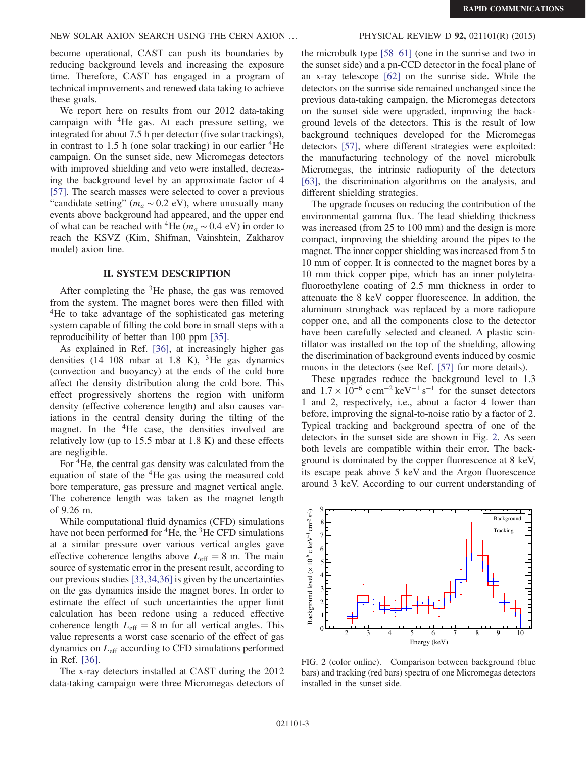become operational, CAST can push its boundaries by reducing background levels and increasing the exposure time. Therefore, CAST has engaged in a program of technical improvements and renewed data taking to achieve these goals.

We report here on results from our 2012 data-taking campaign with $^4$He gas. At each pressure setting, we integrated for about 7.5 h per detector (five solar trackings), in contrast to 1.5 h (one solar tracking) in our earlier $^4$He campaign. On the sunset side, new Micromegas detectors with improved shielding and veto were installed, decreasing the background level by an approximate factor of 4 [57]. The search masses were selected to cover a previous "candidate setting" ($m_a \sim 0.2$ eV), where unusually many events above background had appeared, and the upper end of what can be reached with $^4$He ($m_a \sim 0.4$ eV) in order to reach the KSVZ (Kim, Shifman, Vainshtein, Zakharov model) axion line.

## II. SYSTEM DESCRIPTION

After completing the $^3$He phase, the gas was removed from the system. The magnet bores were then filled with $^4$He to take advantage of the sophisticated gas metering system capable of filling the cold bore in small steps with a reproducibility of better than 100 ppm [35].

As explained in Ref. [36], at increasingly higher gas densities (14–108 mbar at 1.8 K), $^3$He gas dynamics (convection and buoyancy) at the ends of the cold bore affect the density distribution along the cold bore. This effect progressively shortens the region with uniform density (effective coherence length) and also causes variations in the central density during the tilting of the magnet. In the $^4$He case, the densities involved are relatively low (up to 15.5 mbar at 1.8 K) and these effects are negligible.

For $^4$He, the central gas density was calculated from the equation of state of the $^4$He gas using the measured cold bore temperature, gas pressure and magnet vertical angle. The coherence length was taken as the magnet length of 9.26 m.

While computational fluid dynamics (CFD) simulations have not been performed for $^4$He, the $^3$He CFD simulations at a similar pressure over various vertical angles gave effective coherence lengths above $L_{\mathrm{eff}} = 8$ m. The main source of systematic error in the present result, according to our previous studies [33,34,36] is given by the uncertainties on the gas dynamics inside the magnet bores. In order to estimate the effect of such uncertainties the upper limit calculation has been redone using a reduced effective coherence length $L_{\mathrm{eff}} = 8$ m for all vertical angles. This value represents a worst case scenario of the effect of gas dynamics on $L_{\mathrm{eff}}$ according to CFD simulations performed in Ref. [36].

The x-ray detectors installed at CAST during the 2012 data-taking campaign were three Micromegas detectors of the microbulk type [58–61] (one in the sunrise and two in the sunset side) and a pn-CCD detector in the focal plane of an x-ray telescope [62] on the sunrise side. While the detectors on the sunrise side remained unchanged since the previous data-taking campaign, the Micromegas detectors on the sunset side were upgraded, improving the background levels of the detectors. This is the result of low background techniques developed for the Micromegas detectors [57], where different strategies were exploited: the manufacturing technology of the novel microbulk Micromegas, the intrinsic radiopurity of the detectors [63], the discrimination algorithms on the analysis, and different shielding strategies.

The upgrade focuses on reducing the contribution of the environmental gamma flux. The lead shielding thickness was increased (from 25 to 100 mm) and the design is more compact, improving the shielding around the pipes to the magnet. The inner copper shielding was increased from 5 to 10 mm of copper. It is connected to the magnet bores by a 10 mm thick copper pipe, which has an inner polytetrafluoroethylene coating of 2.5 mm thickness in order to attenuate the 8 keV copper fluorescence. In addition, the aluminum strongback was replaced by a more radiopure copper one, and all the components close to the detector have been carefully selected and cleaned. A plastic scintillator was installed on the top of the shielding, allowing the discrimination of background events induced by cosmic muons in the detectors (see Ref. [57] for more details).

These upgrades reduce the background level to 1.3 and $1.7 \times 10^{-6}$ c cm$^{-2}$ keV$^{-1}$ s$^{-1}$ for the sunset detectors 1 and 2, respectively, i.e., about a factor 4 lower than before, improving the signal-to-noise ratio by a factor of 2. Typical tracking and background spectra of one of the detectors in the sunset side are shown in Fig. 2. As seen both levels are compatible within their error. The background is dominated by the copper fluorescence at 8 keV, its escape peak above 5 keV and the Argon fluorescence around 3 keV. According to our current understanding of

FIG. 2 (color online). Comparison between background (blue bars) and tracking (red bars) spectra of one Micromegas detectors installed in the sunset side.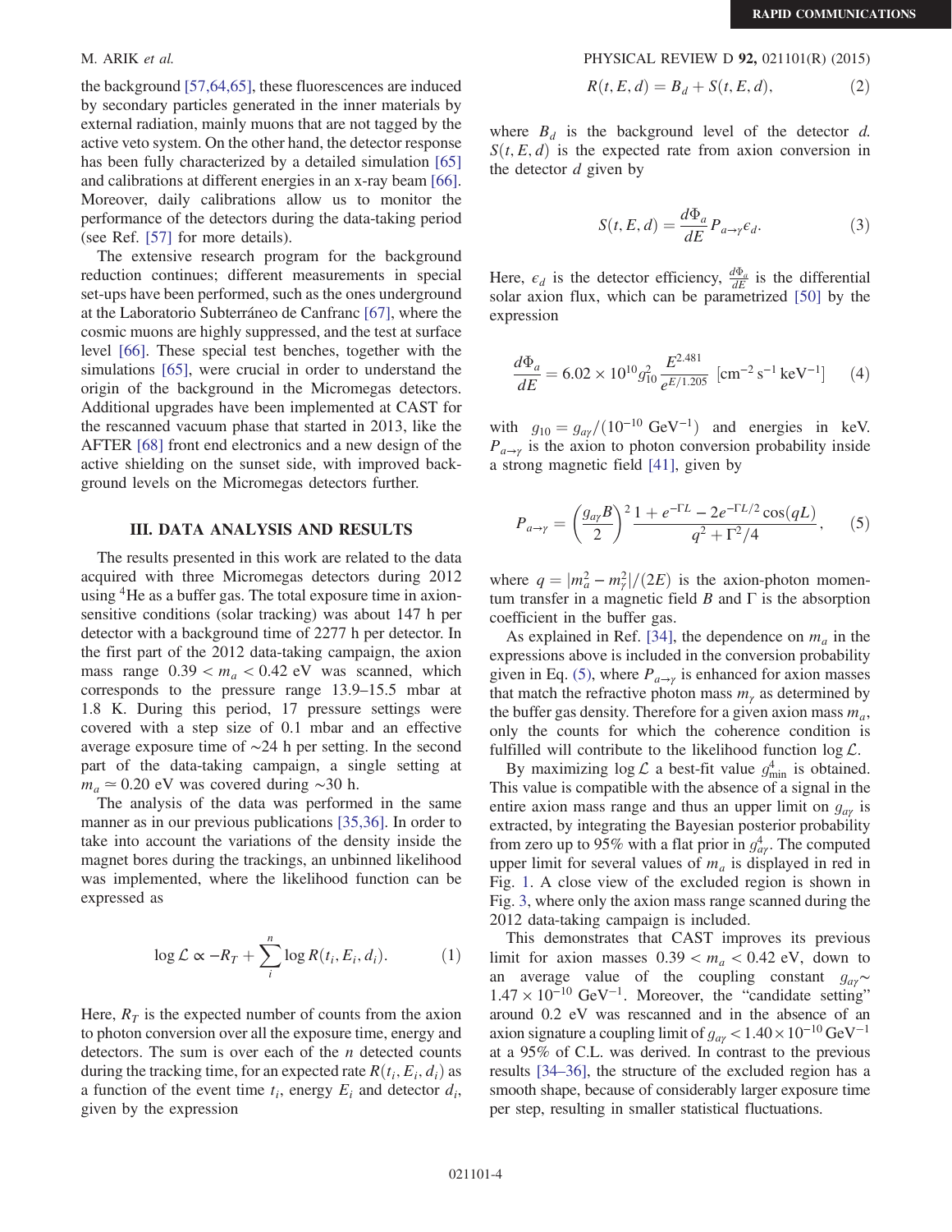the background [57,64,65], these fluorescences are induced by secondary particles generated in the inner materials by external radiation, mainly muons that are not tagged by the active veto system. On the other hand, the detector response has been fully characterized by a detailed simulation [65] and calibrations at different energies in an x-ray beam [66]. Moreover, daily calibrations allow us to monitor the performance of the detectors during the data-taking period (see Ref. [57] for more details).

The extensive research program for the background reduction continues; different measurements in special set-ups have been performed, such as the ones underground at the Laboratorio Subterráneo de Canfranc [67], where the cosmic muons are highly suppressed, and the test at surface level [66]. These special test benches, together with the simulations [65], were crucial in order to understand the origin of the background in the Micromegas detectors. Additional upgrades have been implemented at CAST for the rescanned vacuum phase that started in 2013, like the AFTER [68] front end electronics and a new design of the active shielding on the sunset side, with improved background levels on the Micromegas detectors further.

## III. DATA ANALYSIS AND RESULTS

The results presented in this work are related to the data acquired with three Micromegas detectors during 2012 using $^4$He as a buffer gas. The total exposure time in axion-sensitive conditions (solar tracking) was about 147 h per detector with a background time of 2277 h per detector. In the first part of the 2012 data-taking campaign, the axion mass range $0.39 < m_a < 0.42$ eV was scanned, which corresponds to the pressure range 13.9–15.5 mbar at 1.8 K. During this period, 17 pressure settings were covered with a step size of 0.1 mbar and an effective average exposure time of ∼24 h per setting. In the second part of the data-taking campaign, a single setting at $m_a \simeq 0.20$ eV was covered during ∼30 h.

The analysis of the data was performed in the same manner as in our previous publications [35,36]. In order to take into account the variations of the density inside the magnet bores during the trackings, an unbinned likelihood was implemented, where the likelihood function can be expressed as

$$\log \mathcal{L} \propto -R_T + \sum_i^n \log R(t_i, E_i, d_i). \tag{1}$$

Here, $R_T$ is the expected number of counts from the axion to photon conversion over all the exposure time, energy and detectors. The sum is over each of the $n$ detected counts during the tracking time, for an expected rate $R(t_i, E_i, d_i)$ as a function of the event time $t_i$, energy $E_i$ and detector $d_i$, given by the expression

$$R(t, E, d) = B_d + S(t, E, d), \tag{2}$$

where $B_d$ is the background level of the detector $d$. $S(t, E, d)$ is the expected rate from axion conversion in the detector $d$ given by

$$S(t, E, d) = \frac{d\Phi_a}{dE} P_{a\to\gamma} \epsilon_d. \tag{3}$$

Here, $\epsilon_d$ is the detector efficiency, $\frac{d\Phi_a}{dE}$ is the differential solar axion flux, which can be parametrized [50] by the expression

$$\frac{d\Phi_a}{dE} = 6.02 \times 10^{10} g_{10}^2 \frac{E^{2.481}}{e^{E/1.205}} \ [\mathrm{cm^{-2}\,s^{-1}\,keV^{-1}}] \tag{4}$$

with $g_{10} = g_{a\gamma}/(10^{-10}\ \mathrm{GeV}^{-1})$ and energies in keV. $P_{a\to\gamma}$ is the axion to photon conversion probability inside a strong magnetic field [41], given by

$$P_{a\to\gamma} = \left(\frac{g_{a\gamma}B}{2}\right)^2 \frac{1 + e^{-\Gamma L} - 2e^{-\Gamma L/2}\cos(qL)}{q^2 + \Gamma^2/4}, \tag{5}$$

where $q = |m_a^2 - m_\gamma^2|/(2E)$ is the axion-photon momentum transfer in a magnetic field $B$ and $\Gamma$ is the absorption coefficient in the buffer gas.

As explained in Ref. [34], the dependence on $m_a$ in the expressions above is included in the conversion probability given in Eq. (5), where $P_{a\to\gamma}$ is enhanced for axion masses that match the effective photon mass $m_\gamma$ as determined by the buffer gas density. Therefore for a given axion mass $m_a$, only the counts for which the coherence condition is fulfilled will contribute to the likelihood function $\log \mathcal{L}$.

By maximizing $\log \mathcal{L}$ a best-fit value $g_{\mathrm{min}}^4$ is obtained. This value is compatible with the absence of a signal in the entire axion mass range and thus an upper limit on $g_{a\gamma}$ is extracted, by integrating the Bayesian posterior probability from zero up to 95% with a flat prior in $g_{a\gamma}^4$. The computed upper limit for several values of $m_a$ is displayed in red in Fig. 1. A close view of the excluded region is shown in Fig. 3, where only the axion mass range scanned during the 2012 data-taking campaign is included.

This demonstrates that CAST improves its previous limit for axion masses $0.39 < m_a < 0.42$ eV, down to an average value of the coupling constant $g_{a\gamma} \sim 1.47 \times 10^{-10}\ \mathrm{GeV}^{-1}$. Moreover, the "candidate setting" around 0.2 eV was rescanned and in the absence of an axion signature a coupling limit of $g_{a\gamma} < 1.40 \times 10^{-10}\ \mathrm{GeV}^{-1}$ at a 95% of C.L. was derived. In contrast to the previous results [34–36], the structure of the excluded region has a smooth shape, because of considerably larger exposure time per step, resulting in smaller statistical fluctuations.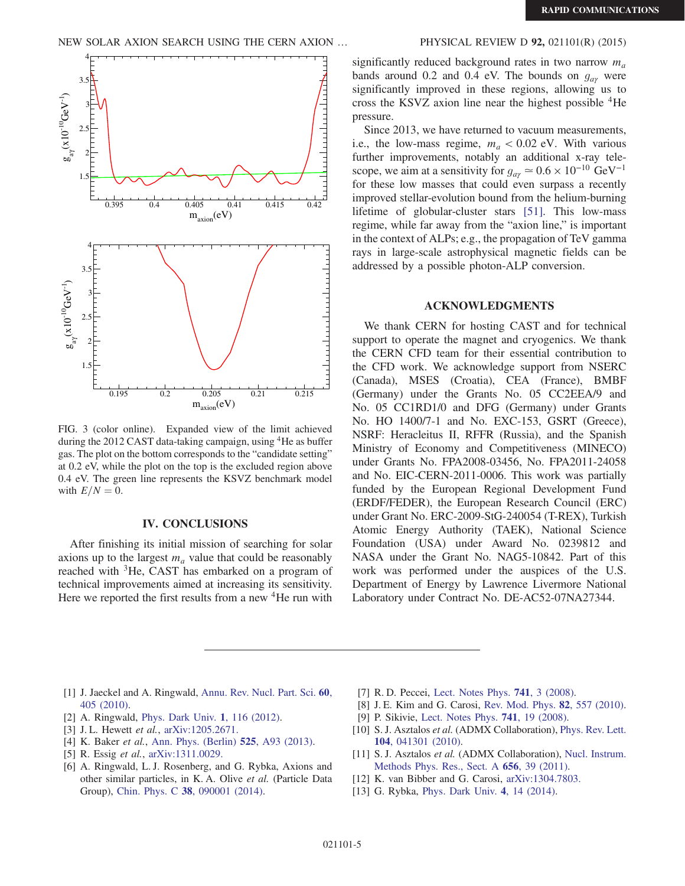FIG. 3 (color online). Expanded view of the limit achieved during the 2012 CAST data-taking campaign, using $^4$He as buffer gas. The plot on the bottom corresponds to the "candidate setting" at 0.2 eV, while the plot on the top is the excluded region above 0.4 eV. The green line represents the KSVZ benchmark model with $E/N = 0$.

## IV. CONCLUSIONS

After finishing its initial mission of searching for solar axions up to the largest $m_a$ value that could be reasonably reached with $^3$He, CAST has embarked on a program of technical improvements aimed at increasing its sensitivity. Here we reported the first results from a new $^4$He run with significantly reduced background rates in two narrow $m_a$ bands around 0.2 and 0.4 eV. The bounds on $g_{a\gamma}$ were significantly improved in these regions, allowing us to cross the KSVZ axion line near the highest possible $^4$He pressure.

Since 2013, we have returned to vacuum measurements, i.e., the low-mass regime, $m_a < 0.02$ eV. With various further improvements, notably an additional x-ray telescope, we aim at a sensitivity for $g_{a\gamma} \simeq 0.6 \times 10^{-10}$ GeV$^{-1}$ for these low masses that could even surpass a recently improved stellar-evolution bound from the helium-burning lifetime of globular-cluster stars [51]. This low-mass regime, while far away from the "axion line," is important in the context of ALPs; e.g., the propagation of TeV gamma rays in large-scale astrophysical magnetic fields can be addressed by a possible photon-ALP conversion.

## ACKNOWLEDGMENTS

We thank CERN for hosting CAST and for technical support to operate the magnet and cryogenics. We thank the CERN CFD team for their essential contribution to the CFD work. We acknowledge support from NSERC (Canada), MSES (Croatia), CEA (France), BMBF (Germany) under the Grants No. 05 CC2EEA/9 and No. 05 CC1RD1/0 and DFG (Germany) under Grants No. HO 1400/7-1 and No. EXC-153, GSRT (Greece), NSRF: Heracleitus II, RFFR (Russia), and the Spanish Ministry of Economy and Competitiveness (MINECO) under Grants No. FPA2008-03456, No. FPA2011-24058 and No. EIC-CERN-2011-0006. This work was partially funded by the European Regional Development Fund (ERDF/FEDER), the European Research Council (ERC) under Grant No. ERC-2009-StG-240054 (T-REX), Turkish Atomic Energy Authority (TAEK), National Science Foundation (USA) under Award No. 0239812 and NASA under the Grant No. NAG5-10842. Part of this work was performed under the auspices of the U.S. Department of Energy by Lawrence Livermore National Laboratory under Contract No. DE-AC52-07NA27344.

---

[1] J. Jaeckel and A. Ringwald, Annu. Rev. Nucl. Part. Sci. **60**, 405 (2010).

[2] A. Ringwald, Phys. Dark Univ. **1**, 116 (2012).

[3] J. L. Hewett *et al.*, arXiv:1205.2671.

[4] K. Baker *et al.*, Ann. Phys. (Berlin) **525**, A93 (2013).

[5] R. Essig *et al.*, arXiv:1311.0029.

[6] A. Ringwald, L. J. Rosenberg, and G. Rybka, Axions and other similar particles, in K. A. Olive *et al.* (Particle Data Group), Chin. Phys. C **38**, 090001 (2014).

[7] R. D. Peccei, Lect. Notes Phys. **741**, 3 (2008).

[8] J. E. Kim and G. Carosi, Rev. Mod. Phys. **82**, 557 (2010).

[9] P. Sikivie, Lect. Notes Phys. **741**, 19 (2008).

[10] S. J. Asztalos *et al.* (ADMX Collaboration), Phys. Rev. Lett. **104**, 041301 (2010).

[11] S. J. Asztalos *et al.* (ADMX Collaboration), Nucl. Instrum. Methods Phys. Res., Sect. A **656**, 39 (2011).

[12] K. van Bibber and G. Carosi, arXiv:1304.7803.

[13] G. Rybka, Phys. Dark Univ. **4**, 14 (2014).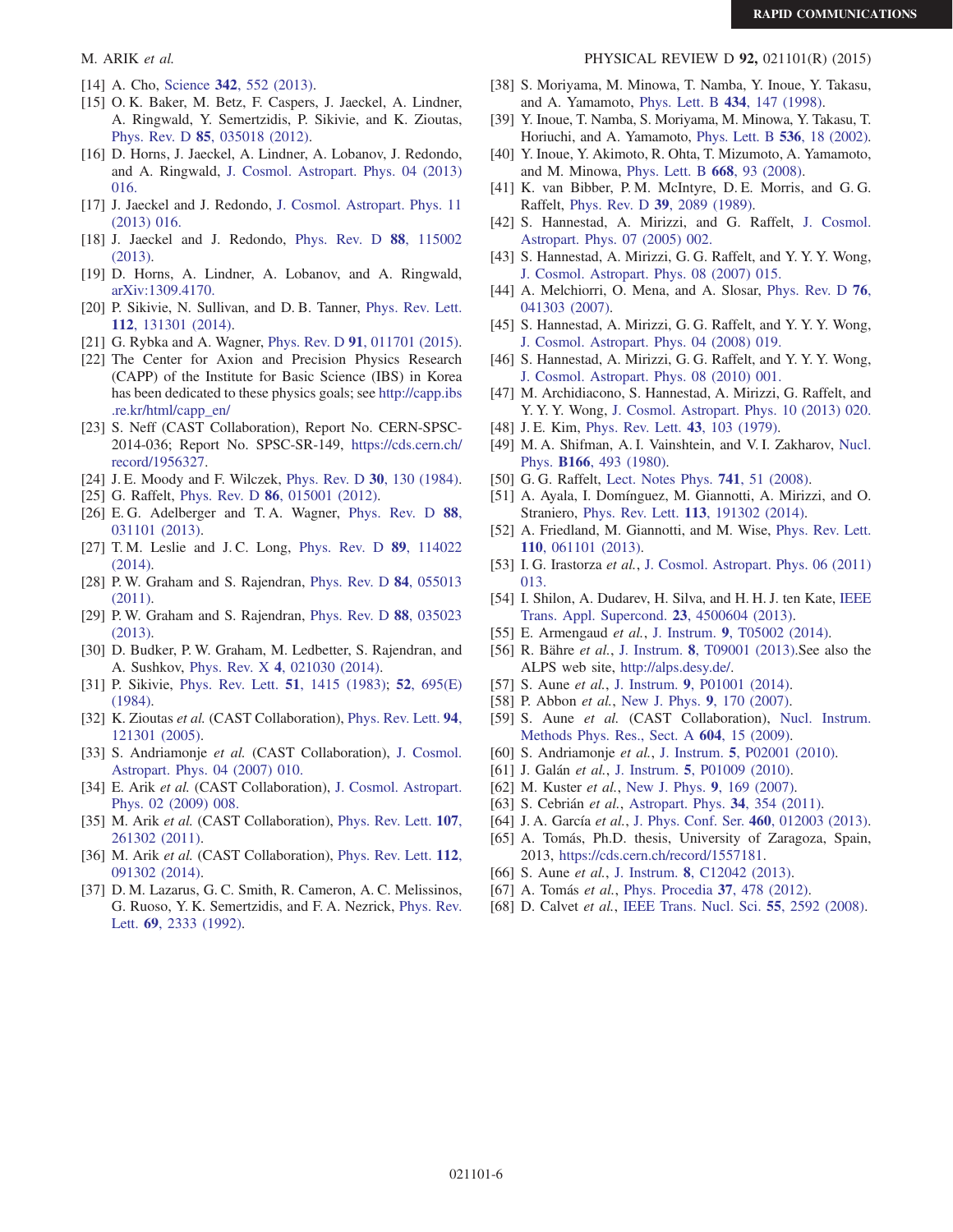[14] A. Cho, Science **342**, 552 (2013).

[15] O. K. Baker, M. Betz, F. Caspers, J. Jaeckel, A. Lindner, A. Ringwald, Y. Semertzidis, P. Sikivie, and K. Zioutas, Phys. Rev. D **85**, 035018 (2012).

[16] D. Horns, J. Jaeckel, A. Lindner, A. Lobanov, J. Redondo, and A. Ringwald, J. Cosmol. Astropart. Phys. 04 (2013) 016.

[17] J. Jaeckel and J. Redondo, J. Cosmol. Astropart. Phys. 11 (2013) 016.

[18] J. Jaeckel and J. Redondo, Phys. Rev. D **88**, 115002 (2013).

[19] D. Horns, A. Lindner, A. Lobanov, and A. Ringwald, arXiv:1309.4170.

[20] P. Sikivie, N. Sullivan, and D. B. Tanner, Phys. Rev. Lett. **112**, 131301 (2014).

[21] G. Rybka and A. Wagner, Phys. Rev. D **91**, 011701 (2015).

[22] The Center for Axion and Precision Physics Research (CAPP) of the Institute for Basic Science (IBS) in Korea has been dedicated to these physics goals; see http://capp.ibs.re.kr/html/capp_en/

[23] S. Neff (CAST Collaboration), Report No. CERN-SPSC-2014-036; Report No. SPSC-SR-149, https://cds.cern.ch/record/1956327.

[24] J. E. Moody and F. Wilczek, Phys. Rev. D **30**, 130 (1984).

[25] G. Raffelt, Phys. Rev. D **86**, 015001 (2012).

[26] E. G. Adelberger and T. A. Wagner, Phys. Rev. D **88**, 031101 (2013).

[27] T. M. Leslie and J. C. Long, Phys. Rev. D **89**, 114022 (2014).

[28] P. W. Graham and S. Rajendran, Phys. Rev. D **84**, 055013 (2011).

[29] P. W. Graham and S. Rajendran, Phys. Rev. D **88**, 035023 (2013).

[30] D. Budker, P. W. Graham, M. Ledbetter, S. Rajendran, and A. Sushkov, Phys. Rev. X **4**, 021030 (2014).

[31] P. Sikivie, Phys. Rev. Lett. **51**, 1415 (1983); **52**, 695(E) (1984).

[32] K. Zioutas *et al.* (CAST Collaboration), Phys. Rev. Lett. **94**, 121301 (2005).

[33] S. Andriamonje *et al.* (CAST Collaboration), J. Cosmol. Astropart. Phys. 04 (2007) 010.

[34] E. Arik *et al.* (CAST Collaboration), J. Cosmol. Astropart. Phys. 02 (2009) 008.

[35] M. Arik *et al.* (CAST Collaboration), Phys. Rev. Lett. **107**, 261302 (2011).

[36] M. Arik *et al.* (CAST Collaboration), Phys. Rev. Lett. **112**, 091302 (2014).

[37] D. M. Lazarus, G. C. Smith, R. Cameron, A. C. Melissinos, G. Ruoso, Y. K. Semertzidis, and F. A. Nezrick, Phys. Rev. Lett. **69**, 2333 (1992).

[38] S. Moriyama, M. Minowa, T. Namba, Y. Inoue, Y. Takasu, and A. Yamamoto, Phys. Lett. B **434**, 147 (1998).

[39] Y. Inoue, T. Namba, S. Moriyama, M. Minowa, Y. Takasu, T. Horiuchi, and A. Yamamoto, Phys. Lett. B **536**, 18 (2002).

[40] Y. Inoue, Y. Akimoto, R. Ohta, T. Mizumoto, A. Yamamoto, and M. Minowa, Phys. Lett. B **668**, 93 (2008).

[41] K. van Bibber, P. M. McIntyre, D. E. Morris, and G. G. Raffelt, Phys. Rev. D **39**, 2089 (1989).

[42] S. Hannestad, A. Mirizzi, and G. Raffelt, J. Cosmol. Astropart. Phys. 07 (2005) 002.

[43] S. Hannestad, A. Mirizzi, G. G. Raffelt, and Y. Y. Y. Wong, J. Cosmol. Astropart. Phys. 08 (2007) 015.

[44] A. Melchiorri, O. Mena, and A. Slosar, Phys. Rev. D **76**, 041303 (2007).

[45] S. Hannestad, A. Mirizzi, G. G. Raffelt, and Y. Y. Y. Wong, J. Cosmol. Astropart. Phys. 04 (2008) 019.

[46] S. Hannestad, A. Mirizzi, G. G. Raffelt, and Y. Y. Y. Wong, J. Cosmol. Astropart. Phys. 08 (2010) 001.

[47] M. Archidiacono, S. Hannestad, A. Mirizzi, G. Raffelt, and Y. Y. Y. Wong, J. Cosmol. Astropart. Phys. 10 (2013) 020.

[48] J. E. Kim, Phys. Rev. Lett. **43**, 103 (1979).

[49] M. A. Shifman, A. I. Vainshtein, and V. I. Zakharov, Nucl. Phys. **B166**, 493 (1980).

[50] G. G. Raffelt, Lect. Notes Phys. **741**, 51 (2008).

[51] A. Ayala, I. Domínguez, M. Giannotti, A. Mirizzi, and O. Straniero, Phys. Rev. Lett. **113**, 191302 (2014).

[52] A. Friedland, M. Giannotti, and M. Wise, Phys. Rev. Lett. **110**, 061101 (2013).

[53] I. G. Irastorza *et al.*, J. Cosmol. Astropart. Phys. 06 (2011) 013.

[54] I. Shilon, A. Dudarev, H. Silva, and H. H. J. ten Kate, IEEE Trans. Appl. Supercond. **23**, 4500604 (2013).

[55] E. Armengaud *et al.*, J. Instrum. **9**, T05002 (2014).

[56] R. Bähre *et al.*, J. Instrum. **8**, T09001 (2013).See also the ALPS web site, http://alps.desy.de/.

[57] S. Aune *et al.*, J. Instrum. **9**, P01001 (2014).

[58] P. Abbon *et al.*, New J. Phys. **9**, 170 (2007).

[59] S. Aune *et al.* (CAST Collaboration), Nucl. Instrum. Methods Phys. Res., Sect. A **604**, 15 (2009).

[60] S. Andriamonje *et al.*, J. Instrum. **5**, P02001 (2010).

[61] J. Galán *et al.*, J. Instrum. **5**, P01009 (2010).

[62] M. Kuster *et al.*, New J. Phys. **9**, 169 (2007).

[63] S. Cebrián *et al.*, Astropart. Phys. **34**, 354 (2011).

[64] J. A. García *et al.*, J. Phys. Conf. Ser. **460**, 012003 (2013).

[65] A. Tomás, Ph.D. thesis, University of Zaragoza, Spain, 2013, https://cds.cern.ch/record/1557181.

[66] S. Aune *et al.*, J. Instrum. **8**, C12042 (2013).

[67] A. Tomás *et al.*, Phys. Procedia **37**, 478 (2012).

[68] D. Calvet *et al.*, IEEE Trans. Nucl. Sci. **55**, 2592 (2008).